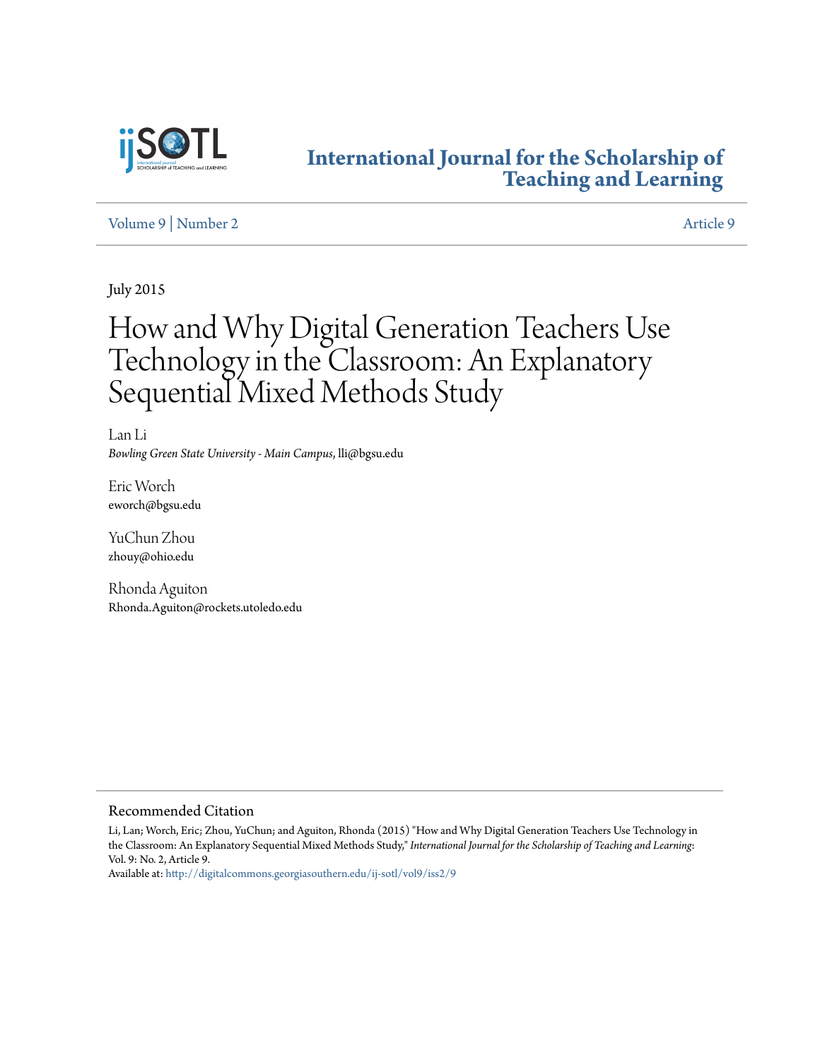# International Journal for the Scholarship of Teaching and Learning

Volume 9 | Number 2 Article 9

July 2015

# How and Why Digital Generation Teachers Use Technology in the Classroom: An Explanatory Sequential Mixed Methods Study

Lan Li
*Bowling Green State University - Main Campus*, lli@bgsu.edu

Eric Worch
eworch@bgsu.edu

YuChun Zhou
zhouy@ohio.edu

Rhonda Aguiton
Rhonda.Aguiton@rockets.utoledo.edu

## Recommended Citation

Li, Lan; Worch, Eric; Zhou, YuChun; and Aguiton, Rhonda (2015) "How and Why Digital Generation Teachers Use Technology in the Classroom: An Explanatory Sequential Mixed Methods Study," *International Journal for the Scholarship of Teaching and Learning*: Vol. 9: No. 2, Article 9.
Available at: http://digitalcommons.georgiasouthern.edu/ij-sotl/vol9/iss2/9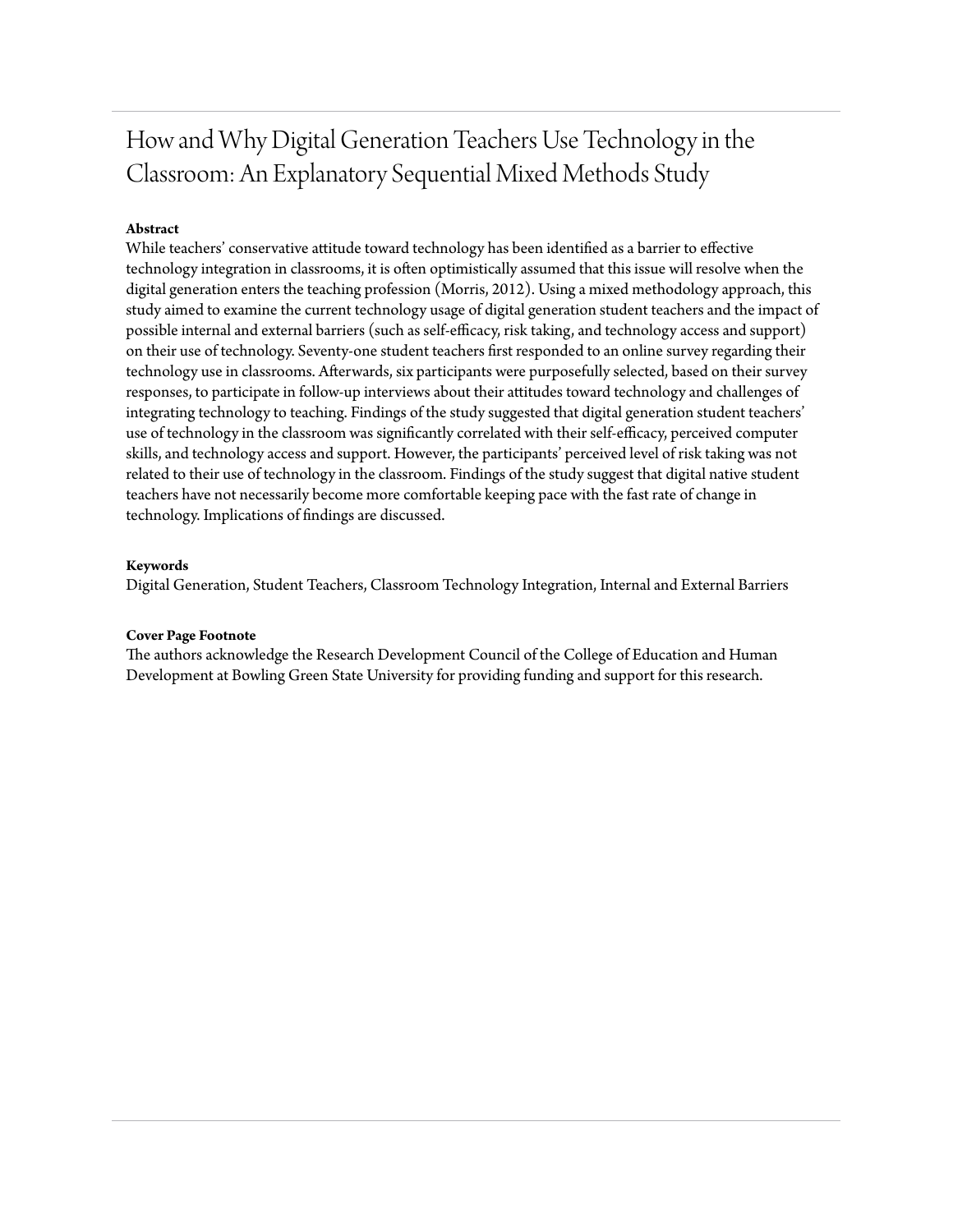# How and Why Digital Generation Teachers Use Technology in the Classroom: An Explanatory Sequential Mixed Methods Study

**Abstract**

While teachers' conservative attitude toward technology has been identified as a barrier to effective technology integration in classrooms, it is often optimistically assumed that this issue will resolve when the digital generation enters the teaching profession (Morris, 2012). Using a mixed methodology approach, this study aimed to examine the current technology usage of digital generation student teachers and the impact of possible internal and external barriers (such as self-efficacy, risk taking, and technology access and support) on their use of technology. Seventy-one student teachers first responded to an online survey regarding their technology use in classrooms. Afterwards, six participants were purposefully selected, based on their survey responses, to participate in follow-up interviews about their attitudes toward technology and challenges of integrating technology to teaching. Findings of the study suggested that digital generation student teachers' use of technology in the classroom was significantly correlated with their self-efficacy, perceived computer skills, and technology access and support. However, the participants' perceived level of risk taking was not related to their use of technology in the classroom. Findings of the study suggest that digital native student teachers have not necessarily become more comfortable keeping pace with the fast rate of change in technology. Implications of findings are discussed.

**Keywords**

Digital Generation, Student Teachers, Classroom Technology Integration, Internal and External Barriers

**Cover Page Footnote**

The authors acknowledge the Research Development Council of the College of Education and Human Development at Bowling Green State University for providing funding and support for this research.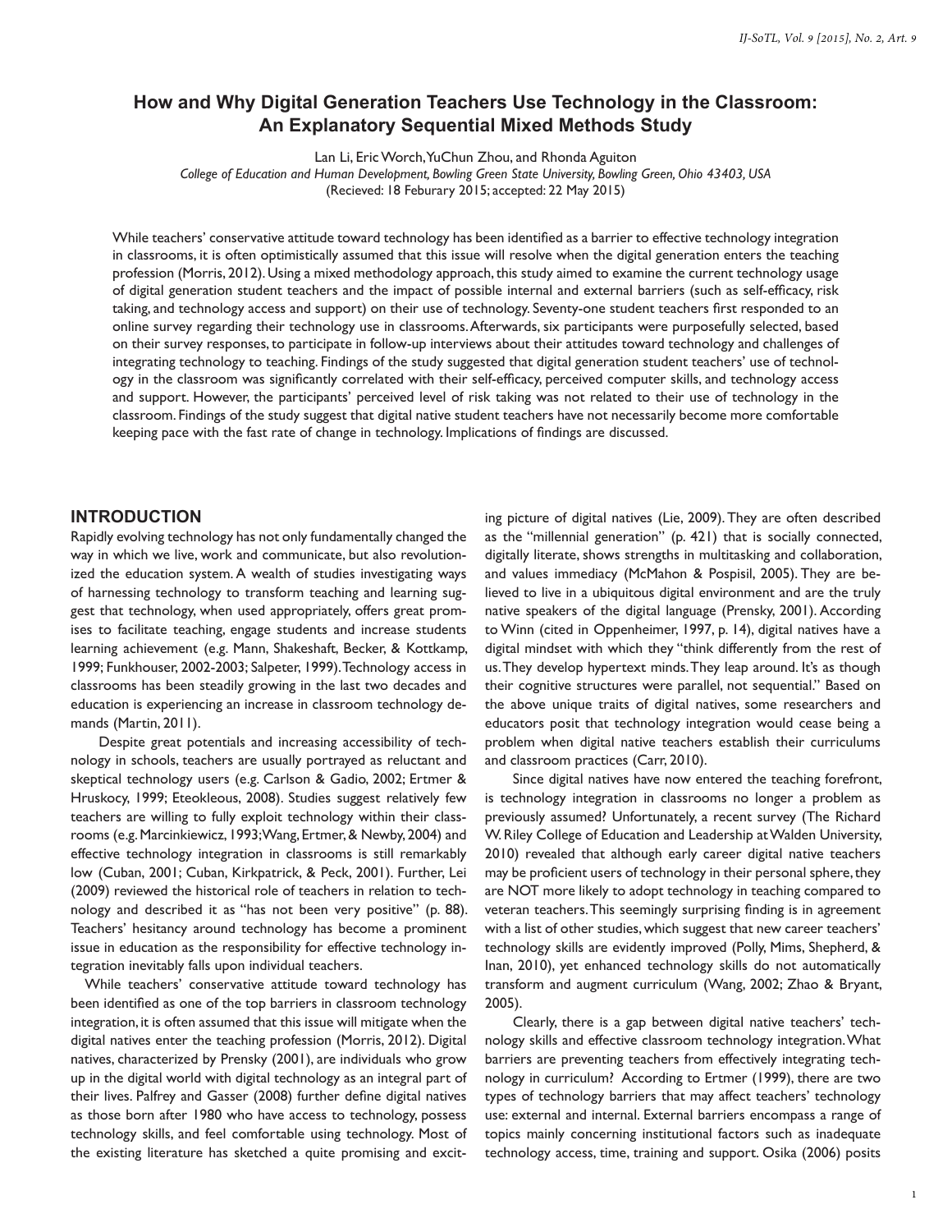# How and Why Digital Generation Teachers Use Technology in the Classroom: An Explanatory Sequential Mixed Methods Study

Lan Li, Eric Worch, YuChun Zhou, and Rhonda Aguiton

*College of Education and Human Development, Bowling Green State University, Bowling Green, Ohio 43403, USA*

(Recieved: 18 Feburary 2015; accepted: 22 May 2015)

While teachers' conservative attitude toward technology has been identified as a barrier to effective technology integration in classrooms, it is often optimistically assumed that this issue will resolve when the digital generation enters the teaching profession (Morris, 2012). Using a mixed methodology approach, this study aimed to examine the current technology usage of digital generation student teachers and the impact of possible internal and external barriers (such as self-efficacy, risk taking, and technology access and support) on their use of technology. Seventy-one student teachers first responded to an online survey regarding their technology use in classrooms. Afterwards, six participants were purposefully selected, based on their survey responses, to participate in follow-up interviews about their attitudes toward technology and challenges of integrating technology to teaching. Findings of the study suggested that digital generation student teachers' use of technology in the classroom was significantly correlated with their self-efficacy, perceived computer skills, and technology access and support. However, the participants' perceived level of risk taking was not related to their use of technology in the classroom. Findings of the study suggest that digital native student teachers have not necessarily become more comfortable keeping pace with the fast rate of change in technology. Implications of findings are discussed.

## INTRODUCTION

Rapidly evolving technology has not only fundamentally changed the way in which we live, work and communicate, but also revolutionized the education system. A wealth of studies investigating ways of harnessing technology to transform teaching and learning suggest that technology, when used appropriately, offers great promises to facilitate teaching, engage students and increase students learning achievement (e.g. Mann, Shakeshaft, Becker, & Kottkamp, 1999; Funkhouser, 2002-2003; Salpeter, 1999). Technology access in classrooms has been steadily growing in the last two decades and education is experiencing an increase in classroom technology demands (Martin, 2011).

Despite great potentials and increasing accessibility of technology in schools, teachers are usually portrayed as reluctant and skeptical technology users (e.g. Carlson & Gadio, 2002; Ertmer & Hruskocy, 1999; Eteokleous, 2008). Studies suggest relatively few teachers are willing to fully exploit technology within their classrooms (e.g. Marcinkiewicz, 1993; Wang, Ertmer, & Newby, 2004) and effective technology integration in classrooms is still remarkably low (Cuban, 2001; Cuban, Kirkpatrick, & Peck, 2001). Further, Lei (2009) reviewed the historical role of teachers in relation to technology and described it as "has not been very positive" (p. 88). Teachers' hesitancy around technology has become a prominent issue in education as the responsibility for effective technology integration inevitably falls upon individual teachers.

While teachers' conservative attitude toward technology has been identified as one of the top barriers in classroom technology integration, it is often assumed that this issue will mitigate when the digital natives enter the teaching profession (Morris, 2012). Digital natives, characterized by Prensky (2001), are individuals who grow up in the digital world with digital technology as an integral part of their lives. Palfrey and Gasser (2008) further define digital natives as those born after 1980 who have access to technology, possess technology skills, and feel comfortable using technology. Most of the existing literature has sketched a quite promising and exciting picture of digital natives (Lie, 2009). They are often described as the "millennial generation" (p. 421) that is socially connected, digitally literate, shows strengths in multitasking and collaboration, and values immediacy (McMahon & Pospisil, 2005). They are believed to live in a ubiquitous digital environment and are the truly native speakers of the digital language (Prensky, 2001). According to Winn (cited in Oppenheimer, 1997, p. 14), digital natives have a digital mindset with which they "think differently from the rest of us. They develop hypertext minds. They leap around. It's as though their cognitive structures were parallel, not sequential." Based on the above unique traits of digital natives, some researchers and educators posit that technology integration would cease being a problem when digital native teachers establish their curriculums and classroom practices (Carr, 2010).

Since digital natives have now entered the teaching forefront, is technology integration in classrooms no longer a problem as previously assumed? Unfortunately, a recent survey (The Richard W. Riley College of Education and Leadership at Walden University, 2010) revealed that although early career digital native teachers may be proficient users of technology in their personal sphere, they are NOT more likely to adopt technology in teaching compared to veteran teachers. This seemingly surprising finding is in agreement with a list of other studies, which suggest that new career teachers' technology skills are evidently improved (Polly, Mims, Shepherd, & Inan, 2010), yet enhanced technology skills do not automatically transform and augment curriculum (Wang, 2002; Zhao & Bryant, 2005).

Clearly, there is a gap between digital native teachers' technology skills and effective classroom technology integration. What barriers are preventing teachers from effectively integrating technology in curriculum? According to Ertmer (1999), there are two types of technology barriers that may affect teachers' technology use: external and internal. External barriers encompass a range of topics mainly concerning institutional factors such as inadequate technology access, time, training and support. Osika (2006) posits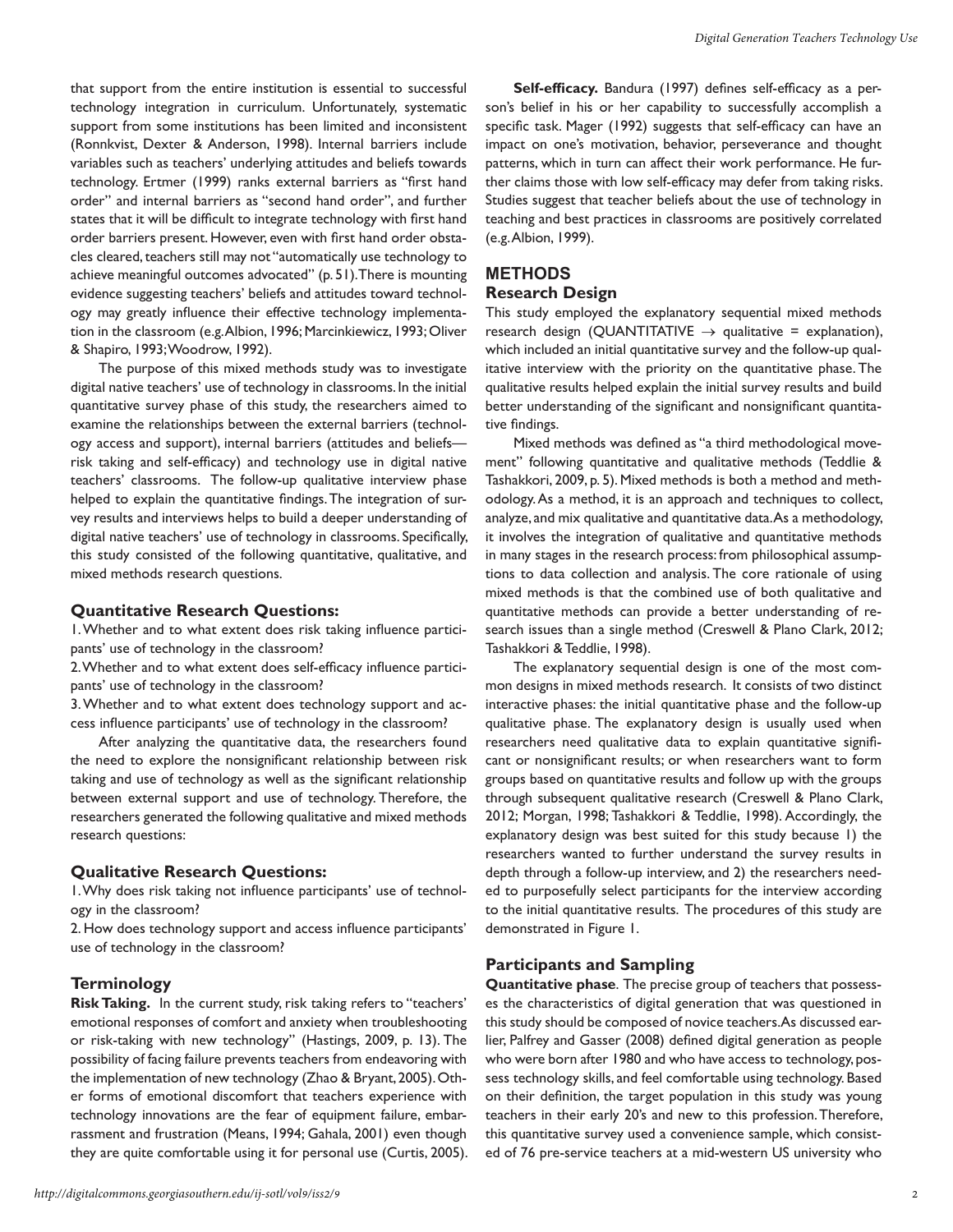that support from the entire institution is essential to successful technology integration in curriculum. Unfortunately, systematic support from some institutions has been limited and inconsistent (Ronnkvist, Dexter & Anderson, 1998). Internal barriers include variables such as teachers' underlying attitudes and beliefs towards technology. Ertmer (1999) ranks external barriers as "first hand order" and internal barriers as "second hand order", and further states that it will be difficult to integrate technology with first hand order barriers present. However, even with first hand order obstacles cleared, teachers still may not "automatically use technology to achieve meaningful outcomes advocated" (p. 51). There is mounting evidence suggesting teachers' beliefs and attitudes toward technology may greatly influence their effective technology implementation in the classroom (e.g. Albion, 1996; Marcinkiewicz, 1993; Oliver & Shapiro, 1993; Woodrow, 1992).

The purpose of this mixed methods study was to investigate digital native teachers' use of technology in classrooms. In the initial quantitative survey phase of this study, the researchers aimed to examine the relationships between the external barriers (technology access and support), internal barriers (attitudes and beliefs—risk taking and self-efficacy) and technology use in digital native teachers' classrooms. The follow-up qualitative interview phase helped to explain the quantitative findings. The integration of survey results and interviews helps to build a deeper understanding of digital native teachers' use of technology in classrooms. Specifically, this study consisted of the following quantitative, qualitative, and mixed methods research questions.

### Quantitative Research Questions:

1. Whether and to what extent does risk taking influence participants' use of technology in the classroom?
2. Whether and to what extent does self-efficacy influence participants' use of technology in the classroom?
3. Whether and to what extent does technology support and access influence participants' use of technology in the classroom?

After analyzing the quantitative data, the researchers found the need to explore the nonsignificant relationship between risk taking and use of technology as well as the significant relationship between external support and use of technology. Therefore, the researchers generated the following qualitative and mixed methods research questions:

### Qualitative Research Questions:

1. Why does risk taking not influence participants' use of technology in the classroom?
2. How does technology support and access influence participants' use of technology in the classroom?

### Terminology

**Risk Taking.** In the current study, risk taking refers to "teachers' emotional responses of comfort and anxiety when troubleshooting or risk-taking with new technology" (Hastings, 2009, p. 13). The possibility of facing failure prevents teachers from endeavoring with the implementation of new technology (Zhao & Bryant, 2005). Other forms of emotional discomfort that teachers experience with technology innovations are the fear of equipment failure, embarrassment and frustration (Means, 1994; Gahala, 2001) even though they are quite comfortable using it for personal use (Curtis, 2005).

**Self-efficacy.** Bandura (1997) defines self-efficacy as a person's belief in his or her capability to successfully accomplish a specific task. Mager (1992) suggests that self-efficacy can have an impact on one's motivation, behavior, perseverance and thought patterns, which in turn can affect their work performance. He further claims those with low self-efficacy may defer from taking risks. Studies suggest that teacher beliefs about the use of technology in teaching and best practices in classrooms are positively correlated (e.g. Albion, 1999).

## METHODS

### Research Design

This study employed the explanatory sequential mixed methods research design (QUANTITATIVE $\rightarrow$ qualitative = explanation), which included an initial quantitative survey and the follow-up qualitative interview with the priority on the quantitative phase. The qualitative results helped explain the initial survey results and build better understanding of the significant and nonsignificant quantitative findings.

Mixed methods was defined as "a third methodological movement" following quantitative and qualitative methods (Teddlie & Tashakkori, 2009, p. 5). Mixed methods is both a method and methodology. As a method, it is an approach and techniques to collect, analyze, and mix qualitative and quantitative data. As a methodology, it involves the integration of qualitative and quantitative methods in many stages in the research process: from philosophical assumptions to data collection and analysis. The core rationale of using mixed methods is that the combined use of both qualitative and quantitative methods can provide a better understanding of research issues than a single method (Creswell & Plano Clark, 2012; Tashakkori & Teddlie, 1998).

The explanatory sequential design is one of the most common designs in mixed methods research. It consists of two distinct interactive phases: the initial quantitative phase and the follow-up qualitative phase. The explanatory design is usually used when researchers need qualitative data to explain quantitative significant or nonsignificant results; or when researchers want to form groups based on quantitative results and follow up with the groups through subsequent qualitative research (Creswell & Plano Clark, 2012; Morgan, 1998; Tashakkori & Teddlie, 1998). Accordingly, the explanatory design was best suited for this study because 1) the researchers wanted to further understand the survey results in depth through a follow-up interview, and 2) the researchers needed to purposefully select participants for the interview according to the initial quantitative results. The procedures of this study are demonstrated in Figure 1.

### Participants and Sampling

**Quantitative phase**. The precise group of teachers that possesses the characteristics of digital generation that was questioned in this study should be composed of novice teachers. As discussed earlier, Palfrey and Gasser (2008) defined digital generation as people who were born after 1980 and who have access to technology, possess technology skills, and feel comfortable using technology. Based on their definition, the target population in this study was young teachers in their early 20's and new to this profession. Therefore, this quantitative survey used a convenience sample, which consisted of 76 pre-service teachers at a mid-western US university who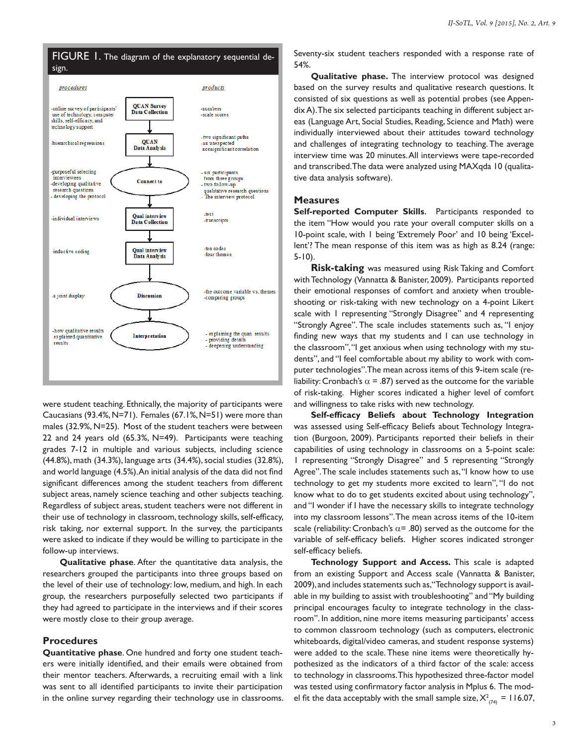FIGURE 1. The diagram of the explanatory sequential design.

| procedures | | products |
|---|---|---|
| -online survey of participants' use of technology, computer skills, self-efficacy, and technology support | QUAN Survey Data Collection | -numbers -scale scores |
| -hierarchical regressions | QUAN Data Analysis | -two significant paths -an unexpected nonsignificant correlation |
| -purposeful selecting interviewees -developing qualitative research questions - developing the protocol | Connect to | - six participants from three groups - two follow-up qualitative research questions - The interview protocol |
| -individual interviews | Qual interview Data Collection | -text -transcripts |
| -inductive coding | Qual interview Data Analysis | -ten codes -four themes |
| -a joint display | Discussion | -the outcome variable vs. themes -comparing groups |
| -how qualitative results explained quantitative results | Interpretation | - explaining the quan. results - providing details - deepening understanding |

were student teaching. Ethnically, the majority of participants were Caucasians (93.4%, N=71). Females (67.1%, N=51) were more than males (32.9%, N=25). Most of the student teachers were between 22 and 24 years old (65.3%, N=49). Participants were teaching grades 7-12 in multiple and various subjects, including science (44.8%), math (34.3%), language arts (34.4%), social studies (32.8%), and world language (4.5%). An initial analysis of the data did not find significant differences among the student teachers from different subject areas, namely science teaching and other subjects teaching. Regardless of subject areas, student teachers were not different in their use of technology in classroom, technology skills, self-efficacy, risk taking, nor external support. In the survey, the participants were asked to indicate if they would be willing to participate in the follow-up interviews.

**Qualitative phase**. After the quantitative data analysis, the researchers grouped the participants into three groups based on the level of their use of technology: low, medium, and high. In each group, the researchers purposefully selected two participants if they had agreed to participate in the interviews and if their scores were mostly close to their group average.

## Procedures

**Quantitative phase**. One hundred and forty one student teachers were initially identified, and their emails were obtained from their mentor teachers. Afterwards, a recruiting email with a link was sent to all identified participants to invite their participation in the online survey regarding their technology use in classrooms. Seventy-six student teachers responded with a response rate of 54%.

**Qualitative phase.** The interview protocol was designed based on the survey results and qualitative research questions. It consisted of six questions as well as potential probes (see Appendix A). The six selected participants teaching in different subject areas (Language Art, Social Studies, Reading, Science and Math) were individually interviewed about their attitudes toward technology and challenges of integrating technology to teaching. The average interview time was 20 minutes. All interviews were tape-recorded and transcribed. The data were analyzed using MAXqda 10 (qualitative data analysis software).

## Measures

**Self-reported Computer Skills.** Participants responded to the item "How would you rate your overall computer skills on a 10-point scale, with 1 being 'Extremely Poor' and 10 being 'Excellent'? The mean response of this item was as high as 8.24 (range: 5-10).

**Risk-taking** was measured using Risk Taking and Comfort with Technology (Vannatta & Banister, 2009). Participants reported their emotional responses of comfort and anxiety when troubleshooting or risk-taking with new technology on a 4-point Likert scale with 1 representing "Strongly Disagree" and 4 representing "Strongly Agree". The scale includes statements such as, "I enjoy finding new ways that my students and I can use technology in the classroom", "I get anxious when using technology with my students", and "I feel comfortable about my ability to work with computer technologies". The mean across items of this 9-item scale (reliability: Cronbach's $\alpha$ = .87) served as the outcome for the variable of risk-taking. Higher scores indicated a higher level of comfort and willingness to take risks with new technology.

**Self-efficacy Beliefs about Technology Integration** was assessed using Self-efficacy Beliefs about Technology Integration (Burgoon, 2009). Participants reported their beliefs in their capabilities of using technology in classrooms on a 5-point scale: 1 representing "Strongly Disagree" and 5 representing "Strongly Agree". The scale includes statements such as, "I know how to use technology to get my students more excited to learn", "I do not know what to do to get students excited about using technology", and "I wonder if I have the necessary skills to integrate technology into my classroom lessons". The mean across items of the 10-item scale (reliability: Cronbach's $\alpha$= .80) served as the outcome for the variable of self-efficacy beliefs. Higher scores indicated stronger self-efficacy beliefs.

**Technology Support and Access.** This scale is adapted from an existing Support and Access scale (Vannatta & Banister, 2009), and includes statements such as, "Technology support is available in my building to assist with troubleshooting" and "My building principal encourages faculty to integrate technology in the classroom". In addition, nine more items measuring participants' access to common classroom technology (such as computers, electronic whiteboards, digital/video cameras, and student response systems) were added to the scale. These nine items were theoretically hypothesized as the indicators of a third factor of the scale: access to technology in classrooms. This hypothesized three-factor model was tested using confirmatory factor analysis in Mplus 6. The model fit the data acceptably with the small sample size, $X^2_{(74)}$ = 116.07,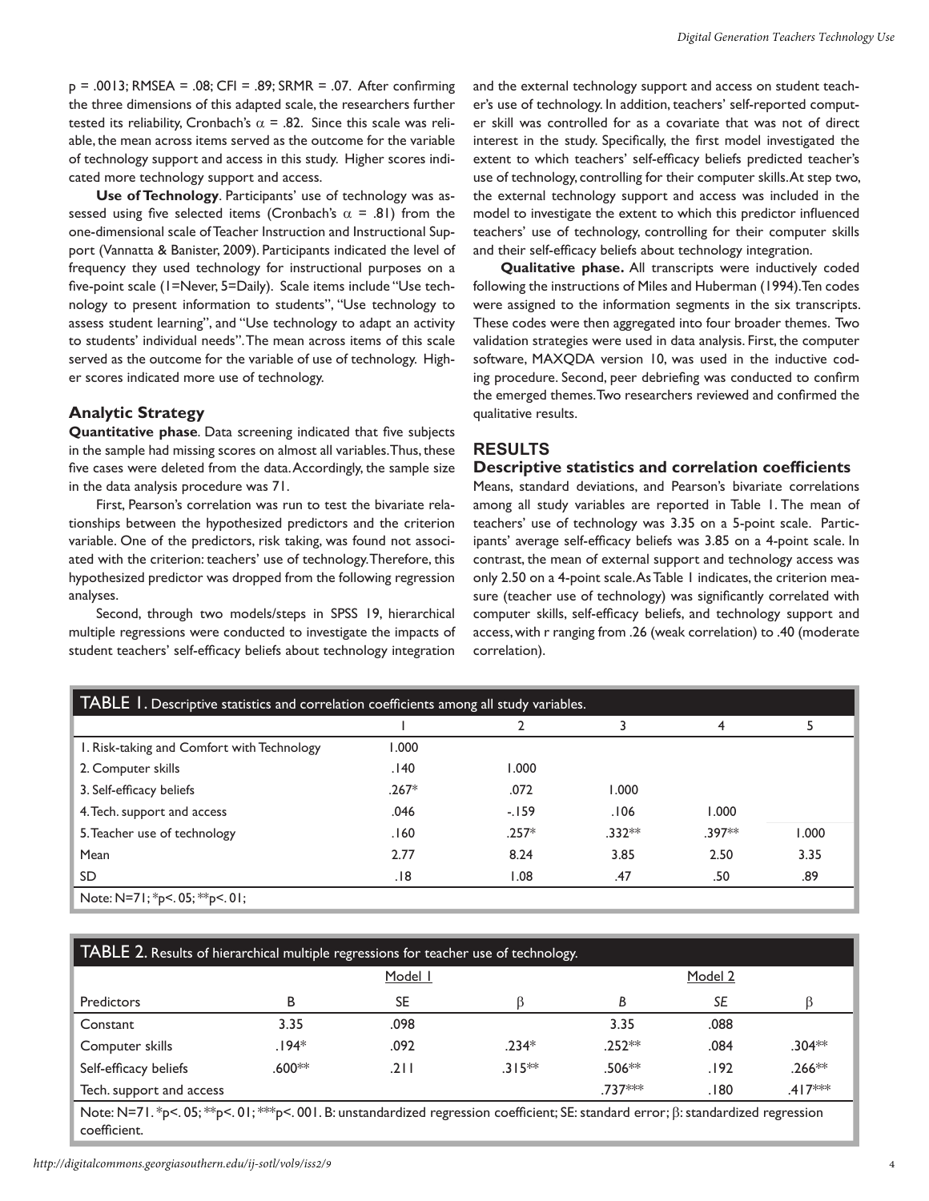p = .0013; RMSEA = .08; CFI = .89; SRMR = .07. After confirming the three dimensions of this adapted scale, the researchers further tested its reliability, Cronbach's $\alpha$ = .82. Since this scale was reliable, the mean across items served as the outcome for the variable of technology support and access in this study. Higher scores indicated more technology support and access.

**Use of Technology**. Participants' use of technology was assessed using five selected items (Cronbach's $\alpha$ = .81) from the one-dimensional scale of Teacher Instruction and Instructional Support (Vannatta & Banister, 2009). Participants indicated the level of frequency they used technology for instructional purposes on a five-point scale (1=Never, 5=Daily). Scale items include "Use technology to present information to students", "Use technology to assess student learning", and "Use technology to adapt an activity to students' individual needs". The mean across items of this scale served as the outcome for the variable of use of technology. Higher scores indicated more use of technology.

### Analytic Strategy

**Quantitative phase**. Data screening indicated that five subjects in the sample had missing scores on almost all variables. Thus, these five cases were deleted from the data. Accordingly, the sample size in the data analysis procedure was 71.

First, Pearson's correlation was run to test the bivariate relationships between the hypothesized predictors and the criterion variable. One of the predictors, risk taking, was found not associated with the criterion: teachers' use of technology. Therefore, this hypothesized predictor was dropped from the following regression analyses.

Second, through two models/steps in SPSS 19, hierarchical multiple regressions were conducted to investigate the impacts of student teachers' self-efficacy beliefs about technology integration and the external technology support and access on student teacher's use of technology. In addition, teachers' self-reported computer skill was controlled for as a covariate that was not of direct interest in the study. Specifically, the first model investigated the extent to which teachers' self-efficacy beliefs predicted teacher's use of technology, controlling for their computer skills. At step two, the external technology support and access was included in the model to investigate the extent to which this predictor influenced teachers' use of technology, controlling for their computer skills and their self-efficacy beliefs about technology integration.

**Qualitative phase.** All transcripts were inductively coded following the instructions of Miles and Huberman (1994). Ten codes were assigned to the information segments in the six transcripts. These codes were then aggregated into four broader themes. Two validation strategies were used in data analysis. First, the computer software, MAXQDA version 10, was used in the inductive coding procedure. Second, peer debriefing was conducted to confirm the emerged themes. Two researchers reviewed and confirmed the qualitative results.

## RESULTS

### Descriptive statistics and correlation coefficients

Means, standard deviations, and Pearson's bivariate correlations among all study variables are reported in Table 1. The mean of teachers' use of technology was 3.35 on a 5-point scale. Participants' average self-efficacy beliefs was 3.85 on a 4-point scale. In contrast, the mean of external support and technology access was only 2.50 on a 4-point scale. As Table 1 indicates, the criterion measure (teacher use of technology) was significantly correlated with computer skills, self-efficacy beliefs, and technology support and access, with r ranging from .26 (weak correlation) to .40 (moderate correlation).

TABLE 1. Descriptive statistics and correlation coefficients among all study variables.

| | 1 | 2 | 3 | 4 | 5 |
|---|---|---|---|---|---|
| 1. Risk-taking and Comfort with Technology | 1.000 | | | | |
| 2. Computer skills | .140 | 1.000 | | | |
| 3. Self-efficacy beliefs | .267* | .072 | 1.000 | | |
| 4. Tech. support and access | .046 | -.159 | .106 | 1.000 | |
| 5. Teacher use of technology | .160 | .257* | .332** | .397** | 1.000 |
| Mean | 2.77 | 8.24 | 3.85 | 2.50 | 3.35 |
| SD | .18 | 1.08 | .47 | .50 | .89 |

Note: N=71; *p<. 05; **p<. 01;

TABLE 2. Results of hierarchical multiple regressions for teacher use of technology.

| | Model 1 | | | Model 2 | | |
|---|---|---|---|---|---|---|
| Predictors | B | SE | $\beta$ | *B* | *SE* | $\beta$ |
| Constant | 3.35 | .098 | | 3.35 | .088 | |
| Computer skills | .194* | .092 | .234* | .252** | .084 | .304** |
| Self-efficacy beliefs | .600** | .211 | .315** | .506** | .192 | .266** |
| Tech. support and access | | | | .737*** | .180 | .417*** |

Note: N=71. *p<. 05; **p<. 01; ***p<. 001. B: unstandardized regression coefficient; SE: standard error; $\beta$: standardized regression coefficient.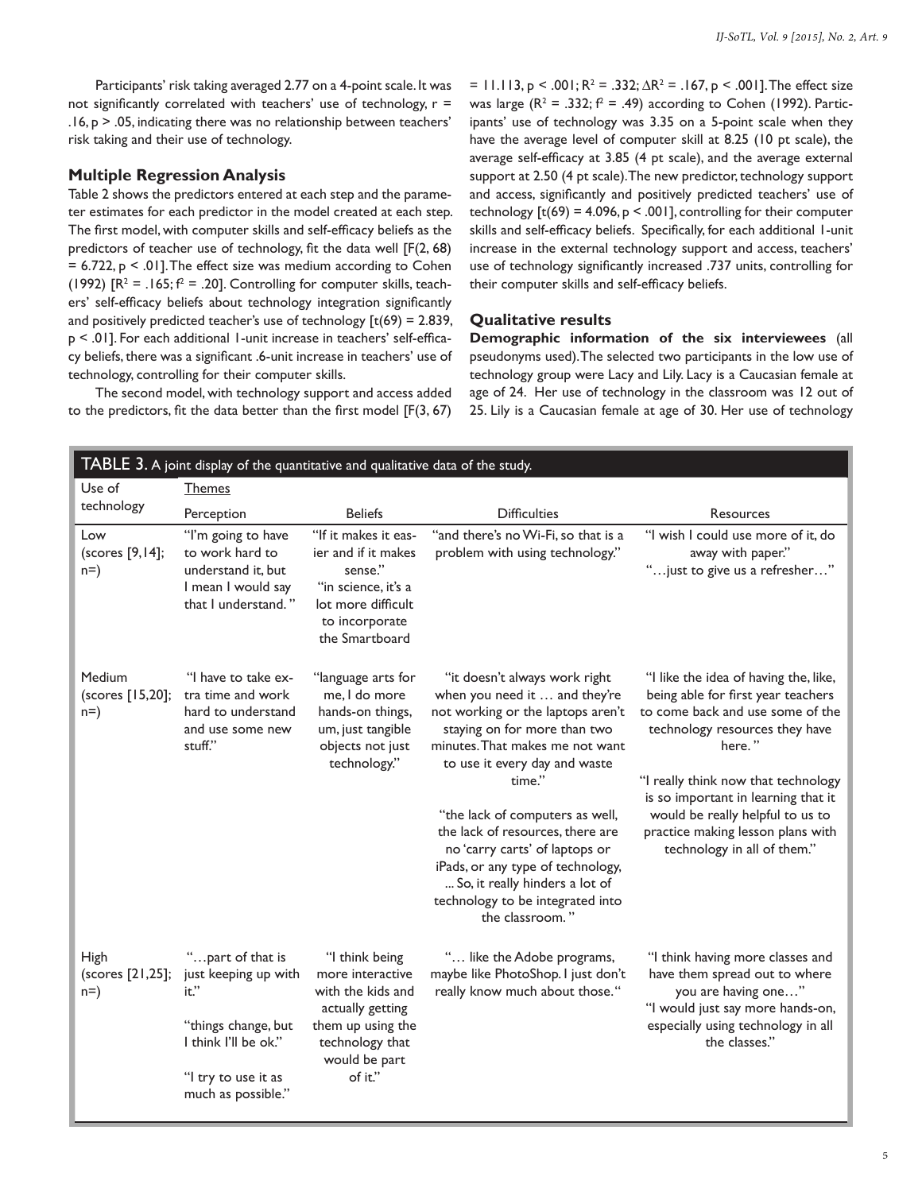Participants' risk taking averaged 2.77 on a 4-point scale. It was not significantly correlated with teachers' use of technology, $r = .16$, $p > .05$, indicating there was no relationship between teachers' risk taking and their use of technology.

### Multiple Regression Analysis

Table 2 shows the predictors entered at each step and the parameter estimates for each predictor in the model created at each step. The first model, with computer skills and self-efficacy beliefs as the predictors of teacher use of technology, fit the data well [$F(2, 68) = 6.722$, $p < .01$]. The effect size was medium according to Cohen (1992) [$R^2 = .165$; $f^2 = .20$]. Controlling for computer skills, teachers' self-efficacy beliefs about technology integration significantly and positively predicted teacher's use of technology [$t(69) = 2.839$, $p < .01$]. For each additional 1-unit increase in teachers' self-efficacy beliefs, there was a significant .6-unit increase in teachers' use of technology, controlling for their computer skills.

The second model, with technology support and access added to the predictors, fit the data better than the first model [$F(3, 67) = 11.113$, $p < .001$; $R^2 = .332$; $\Delta R^2 = .167$, $p < .001$]. The effect size was large ($R^2 = .332$; $f^2 = .49$) according to Cohen (1992). Participants' use of technology was 3.35 on a 5-point scale when they have the average level of computer skill at 8.25 (10 pt scale), the average self-efficacy at 3.85 (4 pt scale), and the average external support at 2.50 (4 pt scale). The new predictor, technology support and access, significantly and positively predicted teachers' use of technology [$t(69) = 4.096$, $p < .001$], controlling for their computer skills and self-efficacy beliefs. Specifically, for each additional 1-unit increase in the external technology support and access, teachers' use of technology significantly increased .737 units, controlling for their computer skills and self-efficacy beliefs.

### Qualitative results

**Demographic information of the six interviewees** (all pseudonyms used). The selected two participants in the low use of technology group were Lacy and Lily. Lacy is a Caucasian female at age of 24. Her use of technology in the classroom was 12 out of 25. Lily is a Caucasian female at age of 30. Her use of technology

TABLE 3. A joint display of the quantitative and qualitative data of the study.

| Use of technology | Themes | | | |
|---|---|---|---|---|
| | Perception | Beliefs | Difficulties | Resources |
| Low (scores [9,14]; n=) | "I'm going to have to work hard to understand it, but I mean I would say that I understand." | "If it makes it easier and if it makes sense." "in science, it's a lot more difficult to incorporate the Smartboard | "and there's no Wi-Fi, so that is a problem with using technology." | "I wish I could use more of it, do away with paper." "…just to give us a refresher…" |
| Medium (scores [15,20]; n=) | "I have to take extra time and work hard to understand and use some new stuff." | "language arts for me, I do more hands-on things, um, just tangible objects not just technology." | "it doesn't always work right when you need it … and they're not working or the laptops aren't staying on for more than two minutes. That makes me not want to use it every day and waste time." "the lack of computers as well, the lack of resources, there are no 'carry carts' of laptops or iPads, or any type of technology, ... So, it really hinders a lot of technology to be integrated into the classroom." | "I like the idea of having the, like, being able for first year teachers to come back and use some of the technology resources they have here." "I really think now that technology is so important in learning that it would be really helpful to us to practice making lesson plans with technology in all of them." |
| High (scores [21,25]; n=) | "…part of that is just keeping up with it." "things change, but I think I'll be ok." "I try to use it as much as possible." | "I think being more interactive with the kids and actually getting them up using the technology that would be part of it." | "… like the Adobe programs, maybe like PhotoShop. I just don't really know much about those." | "I think having more classes and have them spread out to where you are having one…" "I would just say more hands-on, especially using technology in all the classes." |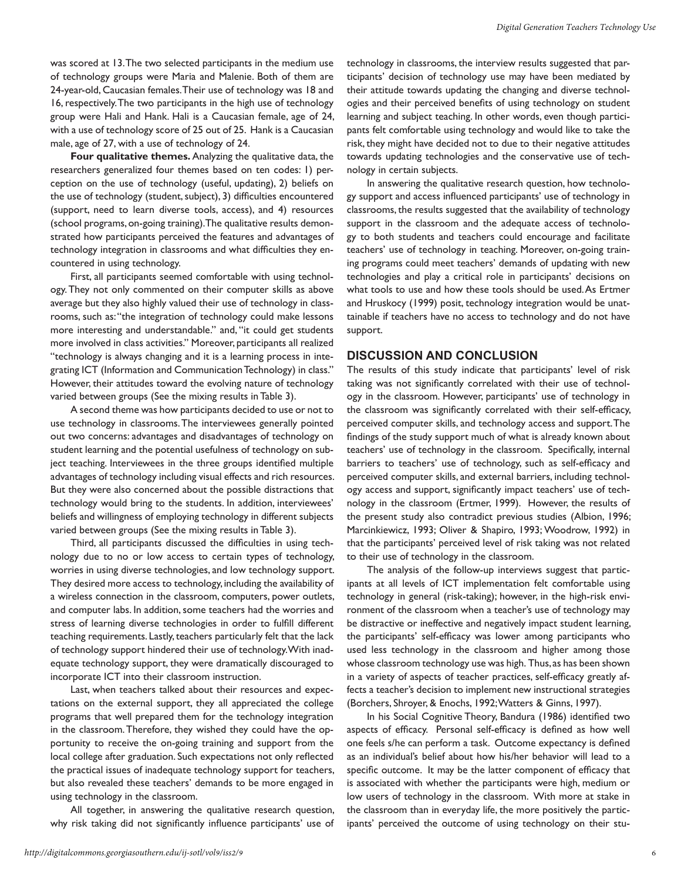was scored at 13. The two selected participants in the medium use of technology groups were Maria and Malenie. Both of them are 24-year-old, Caucasian females. Their use of technology was 18 and 16, respectively. The two participants in the high use of technology group were Hali and Hank. Hali is a Caucasian female, age of 24, with a use of technology score of 25 out of 25. Hank is a Caucasian male, age of 27, with a use of technology of 24.

**Four qualitative themes.** Analyzing the qualitative data, the researchers generalized four themes based on ten codes: 1) perception on the use of technology (useful, updating), 2) beliefs on the use of technology (student, subject), 3) difficulties encountered (support, need to learn diverse tools, access), and 4) resources (school programs, on-going training). The qualitative results demonstrated how participants perceived the features and advantages of technology integration in classrooms and what difficulties they encountered in using technology.

First, all participants seemed comfortable with using technology. They not only commented on their computer skills as above average but they also highly valued their use of technology in classrooms, such as: "the integration of technology could make lessons more interesting and understandable." and, "it could get students more involved in class activities." Moreover, participants all realized "technology is always changing and it is a learning process in integrating ICT (Information and Communication Technology) in class." However, their attitudes toward the evolving nature of technology varied between groups (See the mixing results in Table 3).

A second theme was how participants decided to use or not to use technology in classrooms. The interviewees generally pointed out two concerns: advantages and disadvantages of technology on student learning and the potential usefulness of technology on subject teaching. Interviewees in the three groups identified multiple advantages of technology including visual effects and rich resources. But they were also concerned about the possible distractions that technology would bring to the students. In addition, interviewees' beliefs and willingness of employing technology in different subjects varied between groups (See the mixing results in Table 3).

Third, all participants discussed the difficulties in using technology due to no or low access to certain types of technology, worries in using diverse technologies, and low technology support. They desired more access to technology, including the availability of a wireless connection in the classroom, computers, power outlets, and computer labs. In addition, some teachers had the worries and stress of learning diverse technologies in order to fulfill different teaching requirements. Lastly, teachers particularly felt that the lack of technology support hindered their use of technology. With inadequate technology support, they were dramatically discouraged to incorporate ICT into their classroom instruction.

Last, when teachers talked about their resources and expectations on the external support, they all appreciated the college programs that well prepared them for the technology integration in the classroom. Therefore, they wished they could have the opportunity to receive the on-going training and support from the local college after graduation. Such expectations not only reflected the practical issues of inadequate technology support for teachers, but also revealed these teachers' demands to be more engaged in using technology in the classroom.

All together, in answering the qualitative research question, why risk taking did not significantly influence participants' use of technology in classrooms, the interview results suggested that participants' decision of technology use may have been mediated by their attitude towards updating the changing and diverse technologies and their perceived benefits of using technology on student learning and subject teaching. In other words, even though participants felt comfortable using technology and would like to take the risk, they might have decided not to due to their negative attitudes towards updating technologies and the conservative use of technology in certain subjects.

In answering the qualitative research question, how technology support and access influenced participants' use of technology in classrooms, the results suggested that the availability of technology support in the classroom and the adequate access of technology to both students and teachers could encourage and facilitate teachers' use of technology in teaching. Moreover, on-going training programs could meet teachers' demands of updating with new technologies and play a critical role in participants' decisions on what tools to use and how these tools should be used. As Ertmer and Hruskocy (1999) posit, technology integration would be unattainable if teachers have no access to technology and do not have support.

## DISCUSSION AND CONCLUSION

The results of this study indicate that participants' level of risk taking was not significantly correlated with their use of technology in the classroom. However, participants' use of technology in the classroom was significantly correlated with their self-efficacy, perceived computer skills, and technology access and support. The findings of the study support much of what is already known about teachers' use of technology in the classroom. Specifically, internal barriers to teachers' use of technology, such as self-efficacy and perceived computer skills, and external barriers, including technology access and support, significantly impact teachers' use of technology in the classroom (Ertmer, 1999). However, the results of the present study also contradict previous studies (Albion, 1996; Marcinkiewicz, 1993; Oliver & Shapiro, 1993; Woodrow, 1992) in that the participants' perceived level of risk taking was not related to their use of technology in the classroom.

The analysis of the follow-up interviews suggest that participants at all levels of ICT implementation felt comfortable using technology in general (risk-taking); however, in the high-risk environment of the classroom when a teacher's use of technology may be distractive or ineffective and negatively impact student learning, the participants' self-efficacy was lower among participants who used less technology in the classroom and higher among those whose classroom technology use was high. Thus, as has been shown in a variety of aspects of teacher practices, self-efficacy greatly affects a teacher's decision to implement new instructional strategies (Borchers, Shroyer, & Enochs, 1992; Watters & Ginns, 1997).

In his Social Cognitive Theory, Bandura (1986) identified two aspects of efficacy. Personal self-efficacy is defined as how well one feels s/he can perform a task. Outcome expectancy is defined as an individual's belief about how his/her behavior will lead to a specific outcome. It may be the latter component of efficacy that is associated with whether the participants were high, medium or low users of technology in the classroom. With more at stake in the classroom than in everyday life, the more positively the participants' perceived the outcome of using technology on their stu-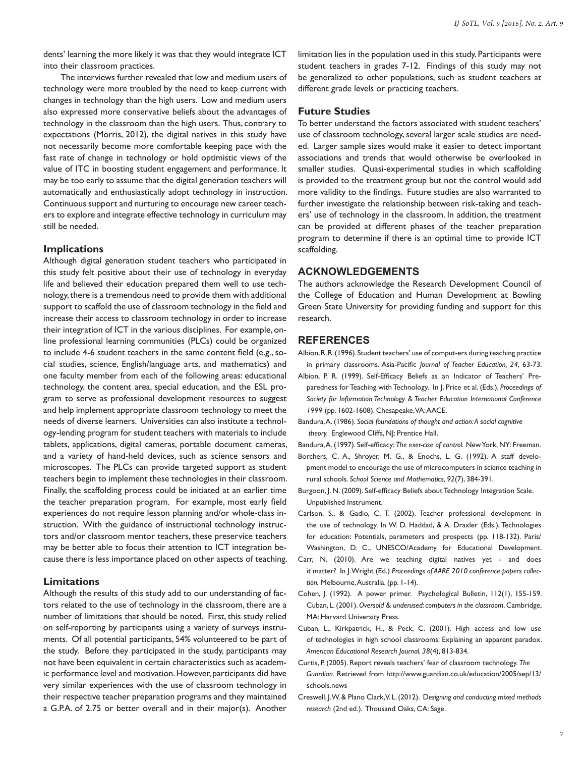dents' learning the more likely it was that they would integrate ICT into their classroom practices.

The interviews further revealed that low and medium users of technology were more troubled by the need to keep current with changes in technology than the high users. Low and medium users also expressed more conservative beliefs about the advantages of technology in the classroom than the high users. Thus, contrary to expectations (Morris, 2012), the digital natives in this study have not necessarily become more comfortable keeping pace with the fast rate of change in technology or hold optimistic views of the value of ITC in boosting student engagement and performance. It may be too early to assume that the digital generation teachers will automatically and enthusiastically adopt technology in instruction. Continuous support and nurturing to encourage new career teachers to explore and integrate effective technology in curriculum may still be needed.

### Implications

Although digital generation student teachers who participated in this study felt positive about their use of technology in everyday life and believed their education prepared them well to use technology, there is a tremendous need to provide them with additional support to scaffold the use of classroom technology in the field and increase their access to classroom technology in order to increase their integration of ICT in the various disciplines. For example, online professional learning communities (PLCs) could be organized to include 4-6 student teachers in the same content field (e.g., social studies, science, English/language arts, and mathematics) and one faculty member from each of the following areas: educational technology, the content area, special education, and the ESL program to serve as professional development resources to suggest and help implement appropriate classroom technology to meet the needs of diverse learners. Universities can also institute a technology-lending program for student teachers with materials to include tablets, applications, digital cameras, portable document cameras, and a variety of hand-held devices, such as science sensors and microscopes. The PLCs can provide targeted support as student teachers begin to implement these technologies in their classroom. Finally, the scaffolding process could be initiated at an earlier time the teacher preparation program. For example, most early field experiences do not require lesson planning and/or whole-class instruction. With the guidance of instructional technology instructors and/or classroom mentor teachers, these preservice teachers may be better able to focus their attention to ICT integration because there is less importance placed on other aspects of teaching.

### Limitations

Although the results of this study add to our understanding of factors related to the use of technology in the classroom, there are a number of limitations that should be noted. First, this study relied on self-reporting by participants using a variety of surveys instruments. Of all potential participants, 54% volunteered to be part of the study. Before they participated in the study, participants may not have been equivalent in certain characteristics such as academic performance level and motivation. However, participants did have very similar experiences with the use of classroom technology in their respective teacher preparation programs and they maintained a G.P.A. of 2.75 or better overall and in their major(s). Another limitation lies in the population used in this study. Participants were student teachers in grades 7-12. Findings of this study may not be generalized to other populations, such as student teachers at different grade levels or practicing teachers.

### Future Studies

To better understand the factors associated with student teachers' use of classroom technology, several larger scale studies are needed. Larger sample sizes would make it easier to detect important associations and trends that would otherwise be overlooked in smaller studies. Quasi-experimental studies in which scaffolding is provided to the treatment group but not the control would add more validity to the findings. Future studies are also warranted to further investigate the relationship between risk-taking and teachers' use of technology in the classroom. In addition, the treatment can be provided at different phases of the teacher preparation program to determine if there is an optimal time to provide ICT scaffolding.

## ACKNOWLEDGEMENTS

The authors acknowledge the Research Development Council of the College of Education and Human Development at Bowling Green State University for providing funding and support for this research.

## REFERENCES

Albion, R. R. (1996). Student teachers' use of comput-ers during teaching practice in primary classrooms. Asia-Pacific *Journal of Teacher Education, 24*, 63-73.

Albion, P. R. (1999). Self-Efficacy Beliefs as an Indicator of Teachers' Preparedness for Teaching with Technology. In J. Price et al. (Eds.), *Proceedings of Society for Information Technology & Teacher Education International Conference 1999* (pp. 1602-1608). Chesapeake, VA: AACE.

Bandura, A. (1986). *Social foundations of thought and action: A social cognitive theory.* Englewood Cliffs, NJ: Prentice Hall.

Bandura, A. (1997). Self-efficacy: *The exer-cise of control.* New York, NY: Freeman.

Borchers, C. A., Shroyer, M. G., & Enochs, L. G. (1992). A staff development model to encourage the use of microcomputers in science teaching in rural schools. *School Science and Mathematics, 92*(7), 384-391.

Burgoon, J. N. (2009). Self-efficacy Beliefs about Technology Integration Scale. Unpublished Instrument.

Carlson, S., & Gadio, C. T. (2002). Teacher professional development in the use of technology. In W. D. Haddad, & A. Draxler (Eds.), Technologies for education: Potentials, parameters and prospects (pp. 118-132). Paris/ Washington, D. C., UNESCO/Academy for Educational Development.

Carr, N. (2010). Are we teaching digital natives yet - and does it matter? In J. Wright (Ed.) *Proceedings of AARE 2010 conference papers collection.* Melbourne, Australia, (pp. 1-14).

Cohen, J. (1992). A power primer. Psychological Bulletin, 112(1), 155-159.

Cuban, L. (2001). *Oversold & underused: computers in the classroom*. Cambridge, MA: Harvard University Press.

Cuban, L., Kirkpatrick, H., & Peck, C. (2001). High access and low use of technologies in high school classrooms: Explaining an apparent paradox. *American Educational Research Journal. 38*(4), 813-834.

Curtis, P. (2005). Report reveals teachers' fear of classroom technology. *The Guardian.* Retrieved from http://www.guardian.co.uk/education/2005/sep/13/schools.news

Creswell, J. W. & Plano Clark, V. L. (2012). *Designing and conducting mixed methods research* (2nd ed.). Thousand Oaks, CA: Sage.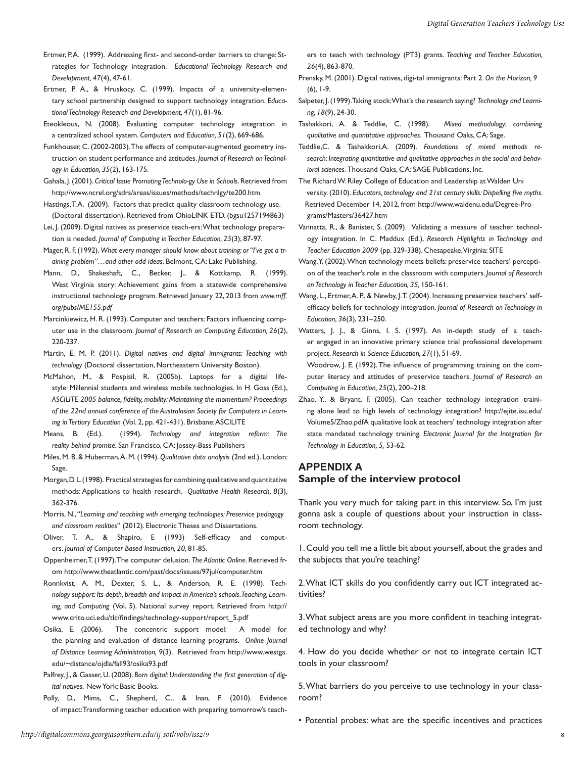Ertmer, P.A. (1999). Addressing first- and second-order barriers to change: Strategies for Technology integration. *Educational Technology Research and Development, 47*(4), 47-61.

Ertmer, P. A., & Hruskocy, C. (1999). Impacts of a university-elementary school partnership designed to support technology integration. *Educational Technology Research and Development, 47*(1), 81-96.

Eteokleous, N. (2008). Evaluating computer technology integration in a centralized school system. *Computers and Education, 51*(2), 669-686.

Funkhouser, C. (2002-2003). The effects of computer-augmented geometry instruction on student performance and attitudes. *Journal of Research on Technology in Education, 35*(2), 163-175.

Gahala, J. (2001). *Critical Issue Promoting Technolo-gy Use in Schools*. Retrieved from http://www.ncrel.org/sdrs/areas/issues/methods/technlgy/te200.htm

Hastings, T. A. (2009). Factors that predict quality classroom technology use. (Doctoral dissertation). Retrieved from OhioLINK ETD. (bgsu1257194863)

Lei, J. (2009). Digital natives as preservice teach-ers: What technology preparation is needed. *Journal of Computing in Teacher Education, 25*(3), 87-97.

Mager, R. F. (1992). *What every manager should know about training: or "I've got a training problem"…and other odd ideas*. Belmont, CA: Lake Publishing.

Mann, D., Shakeshaft, C., Becker, J., & Kottkamp, R. (1999). West Virginia story: Achievement gains from a statewide comprehensive instructional technology program. Retrieved January 22, 2013 from *www.mff.org/pubs/ME155.pdf*

Marcinkiewicz, H. R. (1993). Computer and teachers: Factors influencing computer use in the classroom. *Journal of Research on Computing Education, 26*(2), 220-237.

Martin, E. M. P. (2011). *Digital natives and digital immigrants: Teaching with technology* (Doctoral dissertation, Northeastern University Boston).

McMahon, M., & Pospisil, R. (2005b). Laptops for a digital lifestyle: Millennial students and wireless mobile technologies. In H. Goss (Ed.), *ASCILITE 2005 balance, fidelity, mobility: Maintaining the momentum? Proceedings of the 22nd annual conference of the Australasian Society for Computers in Learning in Tertiary Education* (Vol. 2, pp. 421-431). Brisbane: ASCILITE

Means, B. (Ed.). (1994). *Technology and integration reform: The reality behind promise*. San Francisco, CA: Jossey-Bass Publishers

Miles, M. B. & Huberman, A. M. (1994). *Qualitative data analysis* (2nd ed.). London: Sage.

Morgan, D. L. (1998). Practical strategies for combining qualitative and quantitative methods: Applications to health research. *Qualitative Health Research, 8*(3), 362-376.

Morris, N., "*Learning and teaching with emerging technologies: Preservice pedagogy and classroom realities*" (2012). Electronic Theses and Dissertations.

Oliver, T. A., & Shapiro, E (1993) Self-efficacy and computers. *Journal of Computer Based Instruction, 20*, 81-85.

Oppenheimer, T. (1997). The computer delusion. *The Atlantic Online*. Retrieved from http://www.theatlantic.com/past/docs/issues/97jul/computer.htm

Ronnkvist, A. M., Dexter, S. L., & Anderson, R. E. (1998). *Technology support: Its depth, breadth and impact in America's schools. Teaching, Learning, and Computing* (Vol. 5). National survey report. Retrieved from http://www.crito.uci.edu/tlc/findings/technology-support/report_5.pdf

Osika, E. (2006). The concentric support model: A model for the planning and evaluation of distance learning programs. *Online Journal of Distance Learning Administration, 9*(3). Retrieved from http://www.westga.edu/~distance/ojdla/fall93/osika93.pdf

Palfrey, J., & Gasser, U. (2008). *Born digital: Understanding the first generation of digital natives*. New York: Basic Books.

Polly, D., Mims, C., Shepherd, C., & Inan, F. (2010). Evidence of impact: Transforming teacher education with preparing tomorrow's teachers to teach with technology (PT3) grants. *Teaching and Teacher Education, 26*(4), 863-870.

Prensky, M. (2001). Digital natives, digi-tal immigrants: Part 2. *On the Horizon, 9* (6), 1-9.

Salpeter, J. (1999). Taking stock: What's the research saying? *Technology and Learning, 18*(9), 24-30.

Tashakkori, A. & Teddlie, C. (1998). *Mixed methodology: combining qualitative and quantitative approaches*. Thousand Oaks, CA: Sage.

Teddlie, C. & Tashakkori, A. (2009). *Foundations of mixed methods research: Integrating quantitative and qualitative approaches in the social and behavioral sciences*. Thousand Oaks, CA: SAGE Publications, Inc.

The Richard W. Riley College of Education and Leadership at Walden University. (2010). *Educators, technology and 21st century skills: Dispelling five myths*. Retrieved December 14, 2012, from http://www.waldenu.edu/Degree-Programs/Masters/36427.htm

Vannatta, R., & Banister, S. (2009). Validating a measure of teacher technology integration. In C. Maddux (Ed.), *Research Highlights in Technology and Teacher Education 2009* (pp. 329-338). Chesapeake, Virginia: SITE

Wang, Y. (2002). When technology meets beliefs: preservice teachers' perception of the teacher's role in the classroom with computers. *Journal of Research on Technology in Teacher Education, 35*, 150-161.

Wang, L., Ertmer, A. P., & Newby, J. T. (2004). Increasing preservice teachers' self-efficacy beliefs for technology integration. *Journal of Research on Technology in Education, 36*(3), 231–250.

Watters, J. J., & Ginns, I. S. (1997). An in-depth study of a teacher engaged in an innovative primary science trial professional development project. *Research in Science Education, 27*(1), 51-69.

Woodrow, J. E. (1992). The influence of programming training on the computer literacy and attitudes of preservice teachers. *Journal of Research on Computing in Education, 25*(2), 200–218.

Zhao, Y., & Bryant, F. (2005). Can teacher technology integration training alone lead to high levels of technology integration? http://ejite.isu.edu/Volume5/Zhao.pdfA qualitative look at teachers' technology integration after state mandated technology training. *Electronic Journal for the Integration for Technology in Education, 5*, 53-62.

## APPENDIX A
## Sample of the interview protocol

Thank you very much for taking part in this interview. So, I'm just gonna ask a couple of questions about your instruction in classroom technology.

1. Could you tell me a little bit about yourself, about the grades and the subjects that you're teaching?

2. What ICT skills do you confidently carry out ICT integrated activities?

3. What subject areas are you more confident in teaching integrated technology and why?

4. How do you decide whether or not to integrate certain ICT tools in your classroom?

5. What barriers do you perceive to use technology in your classroom?

• Potential probes: what are the specific incentives and practices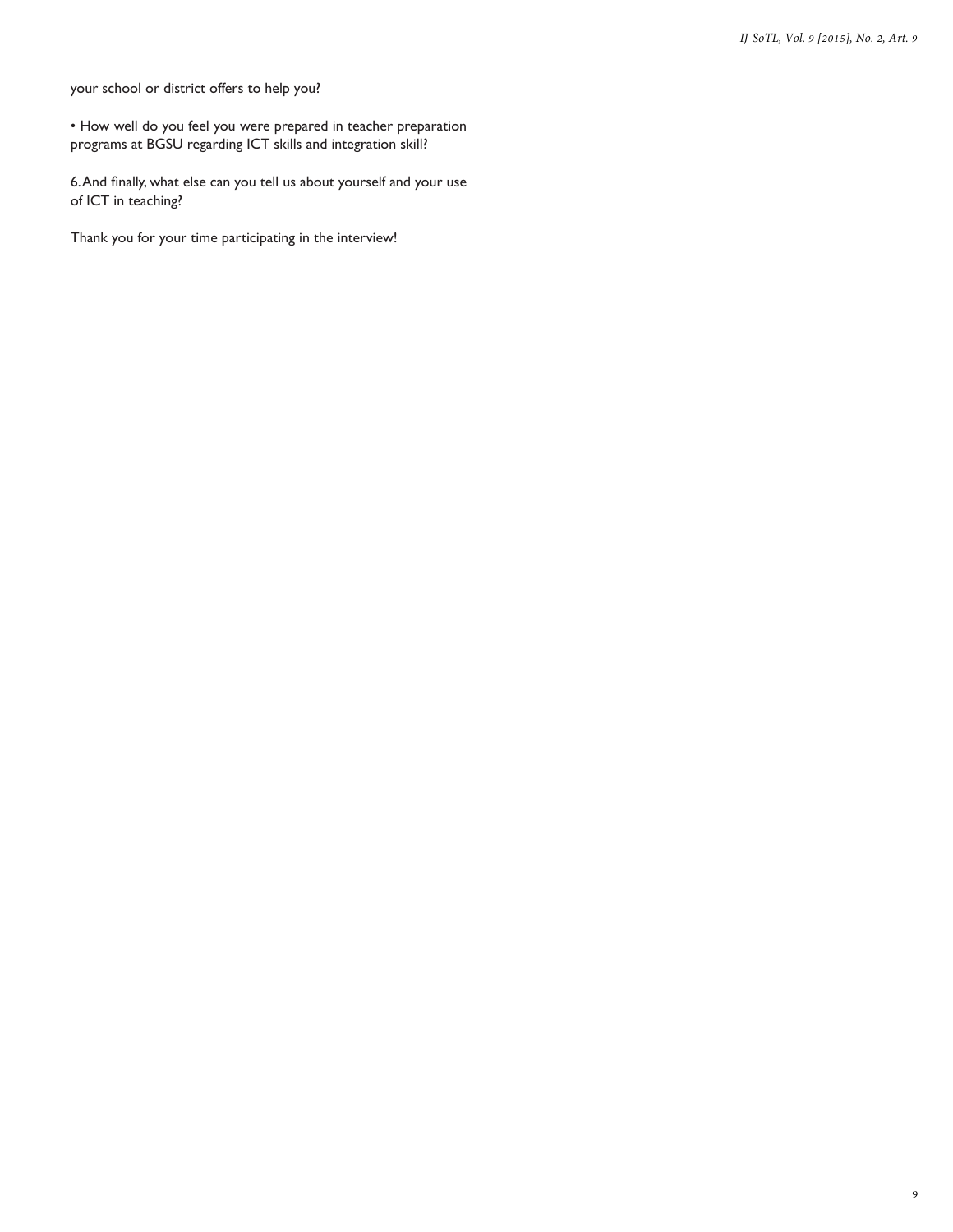your school or district offers to help you?

• How well do you feel you were prepared in teacher preparation programs at BGSU regarding ICT skills and integration skill?

6. And finally, what else can you tell us about yourself and your use of ICT in teaching?

Thank you for your time participating in the interview!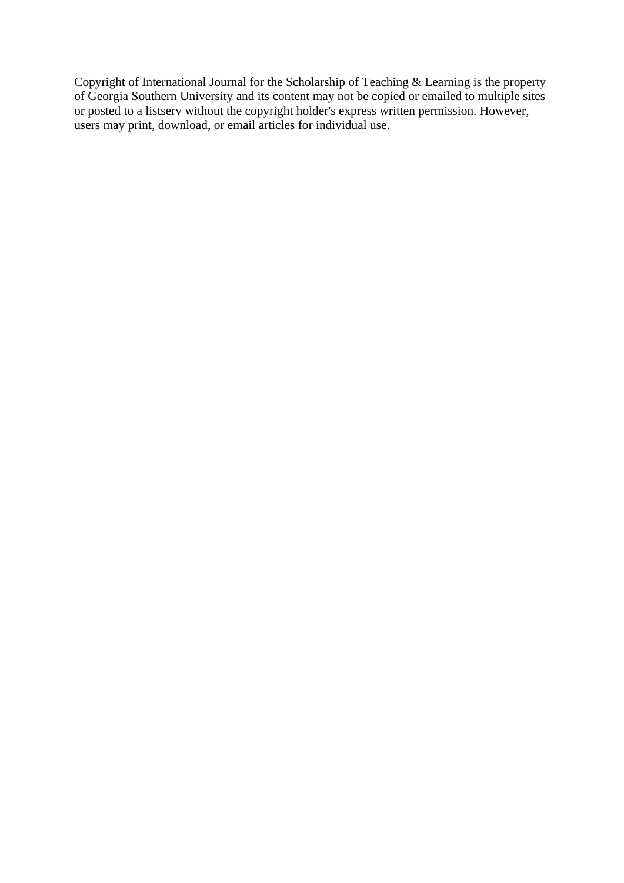Copyright of International Journal for the Scholarship of Teaching & Learning is the property of Georgia Southern University and its content may not be copied or emailed to multiple sites or posted to a listserv without the copyright holder's express written permission. However, users may print, download, or email articles for individual use.